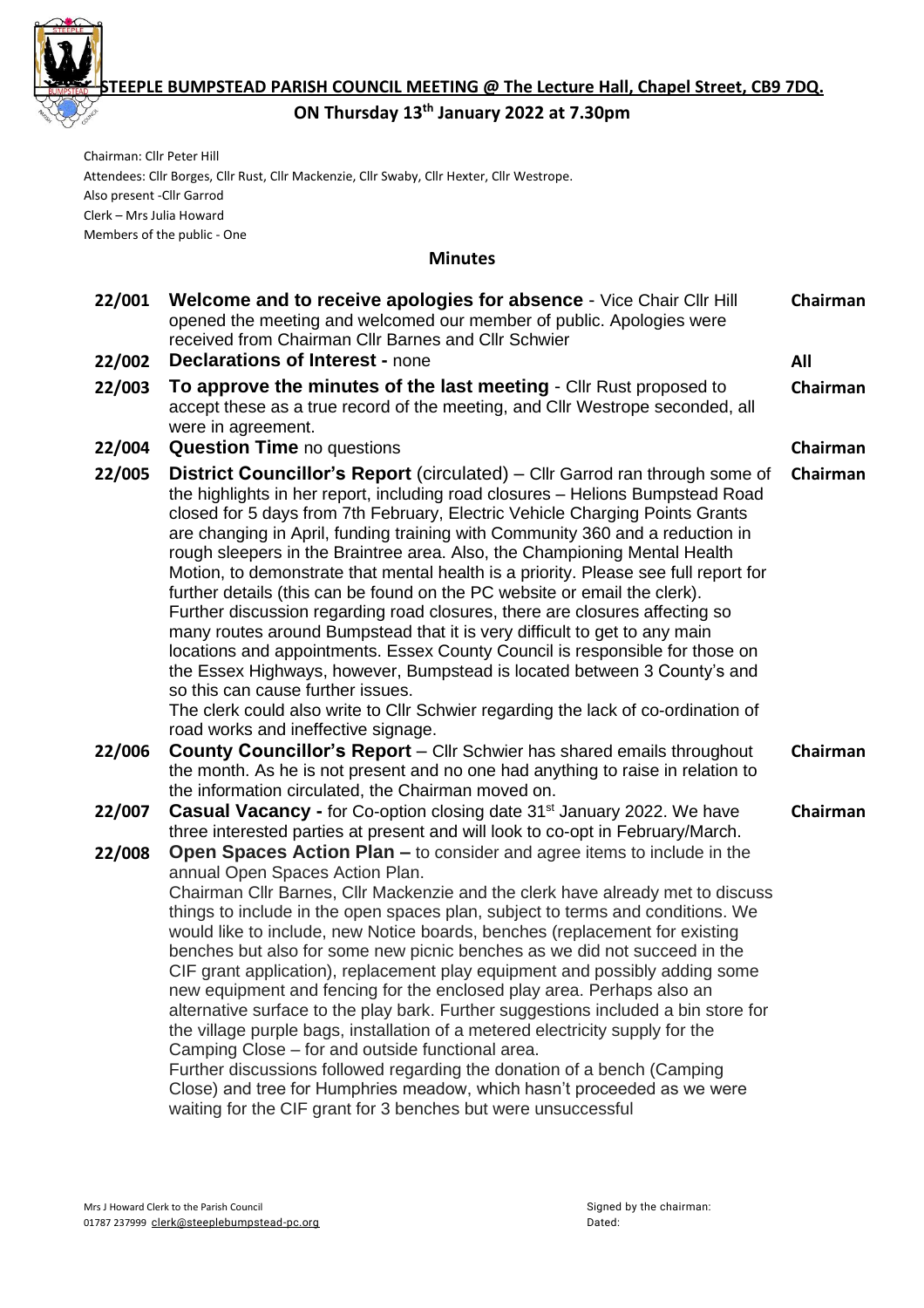# STEEPLE BUMPSTEAD PARISH COUNCIL MEETING @ The Lecture Hall, Chapel Street, CB9 7DQ.

## ON Thursday 13th January 2022 at 7.30pm

Chairman: Cllr Peter Hill
Attendees: Cllr Borges, Cllr Rust, Cllr Mackenzie, Cllr Swaby, Cllr Hexter, Cllr Westrope.
Also present -Cllr Garrod
Clerk – Mrs Julia Howard
Members of the public - One

### Minutes

| | | |
|---|---|---|
| 22/001 | **Welcome and to receive apologies for absence** - Vice Chair Cllr Hill opened the meeting and welcomed our member of public. Apologies were received from Chairman Cllr Barnes and Cllr Schwier | **Chairman** |
| 22/002 | **Declarations of Interest -** none | **All** |
| 22/003 | **To approve the minutes of the last meeting** - Cllr Rust proposed to accept these as a true record of the meeting, and Cllr Westrope seconded, all were in agreement. | **Chairman** |
| 22/004 | **Question Time** no questions | **Chairman** |
| 22/005 | **District Councillor's Report** (circulated) – Cllr Garrod ran through some of the highlights in her report, including road closures – Helions Bumpstead Road closed for 5 days from 7th February, Electric Vehicle Charging Points Grants are changing in April, funding training with Community 360 and a reduction in rough sleepers in the Braintree area. Also, the Championing Mental Health Motion, to demonstrate that mental health is a priority. Please see full report for further details (this can be found on the PC website or email the clerk). Further discussion regarding road closures, there are closures affecting so many routes around Bumpstead that it is very difficult to get to any main locations and appointments. Essex County Council is responsible for those on the Essex Highways, however, Bumpstead is located between 3 County's and so this can cause further issues. The clerk could also write to Cllr Schwier regarding the lack of co-ordination of road works and ineffective signage. | **Chairman** |
| 22/006 | **County Councillor's Report** – Cllr Schwier has shared emails throughout the month. As he is not present and no one had anything to raise in relation to the information circulated, the Chairman moved on. | **Chairman** |
| 22/007 | **Casual Vacancy -** for Co-option closing date 31st January 2022. We have three interested parties at present and will look to co-opt in February/March. | **Chairman** |
| 22/008 | **Open Spaces Action Plan –** to consider and agree items to include in the annual Open Spaces Action Plan. Chairman Cllr Barnes, Cllr Mackenzie and the clerk have already met to discuss things to include in the open spaces plan, subject to terms and conditions. We would like to include, new Notice boards, benches (replacement for existing benches but also for some new picnic benches as we did not succeed in the CIF grant application), replacement play equipment and possibly adding some new equipment and fencing for the enclosed play area. Perhaps also an alternative surface to the play bark. Further suggestions included a bin store for the village purple bags, installation of a metered electricity supply for the Camping Close – for and outside functional area. Further discussions followed regarding the donation of a bench (Camping Close) and tree for Humphries meadow, which hasn't proceeded as we were waiting for the CIF grant for 3 benches but were unsuccessful | |

Mrs J Howard Clerk to the Parish Council
01787 237999 clerk@steeplebumpstead-pc.org

Signed by the chairman:
Dated: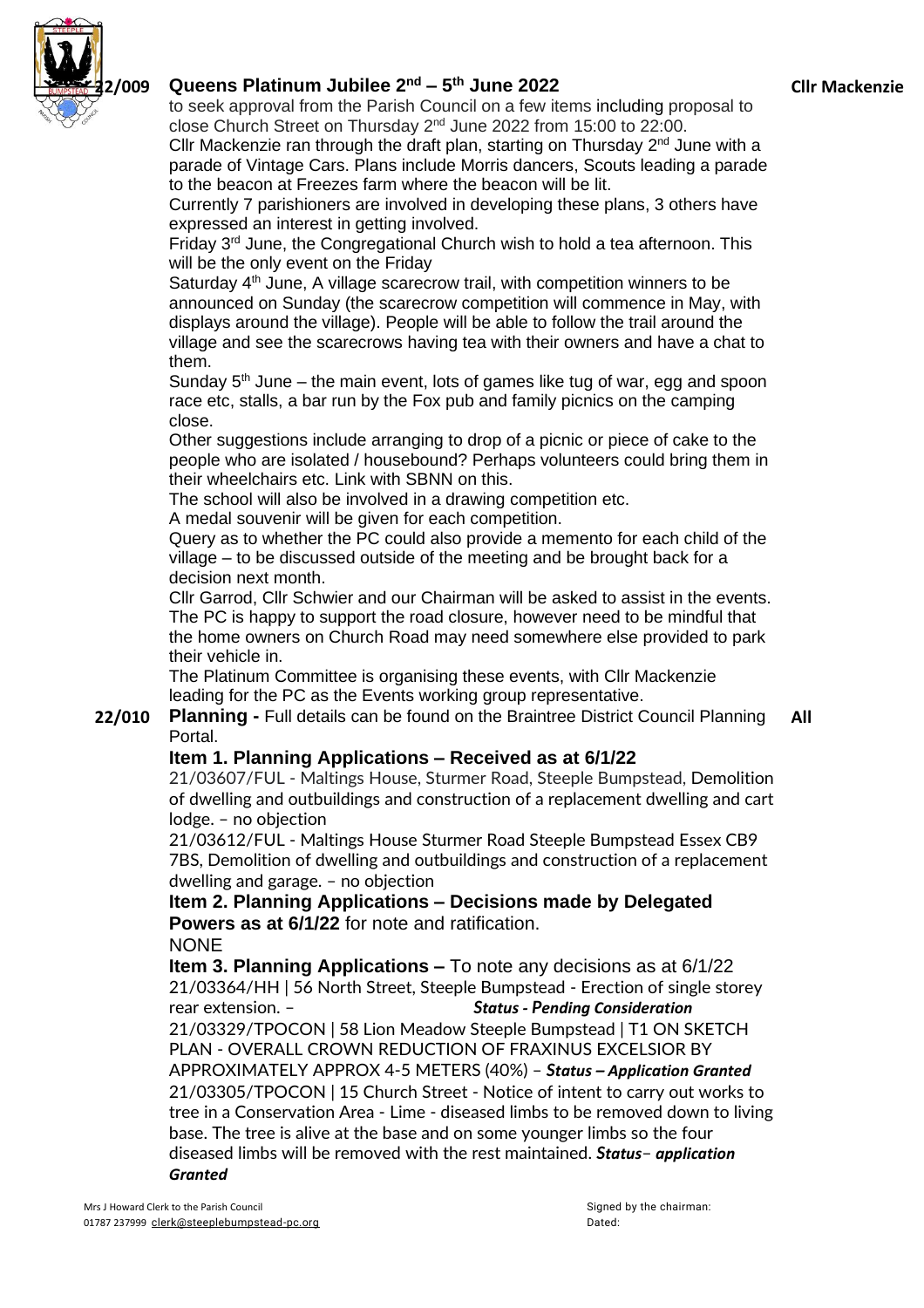**22/009** **Queens Platinum Jubilee 2nd – 5th June 2022** **Cllr Mackenzie**

to seek approval from the Parish Council on a few items including proposal to close Church Street on Thursday 2nd June 2022 from 15:00 to 22:00.

Cllr Mackenzie ran through the draft plan, starting on Thursday 2nd June with a parade of Vintage Cars. Plans include Morris dancers, Scouts leading a parade to the beacon at Freezes farm where the beacon will be lit.

Currently 7 parishioners are involved in developing these plans, 3 others have expressed an interest in getting involved.

Friday 3rd June, the Congregational Church wish to hold a tea afternoon. This will be the only event on the Friday

Saturday 4th June, A village scarecrow trail, with competition winners to be announced on Sunday (the scarecrow competition will commence in May, with displays around the village). People will be able to follow the trail around the village and see the scarecrows having tea with their owners and have a chat to them.

Sunday 5th June – the main event, lots of games like tug of war, egg and spoon race etc, stalls, a bar run by the Fox pub and family picnics on the camping close.

Other suggestions include arranging to drop of a picnic or piece of cake to the people who are isolated / housebound? Perhaps volunteers could bring them in their wheelchairs etc. Link with SBNN on this.

The school will also be involved in a drawing competition etc.

A medal souvenir will be given for each competition.

Query as to whether the PC could also provide a memento for each child of the village – to be discussed outside of the meeting and be brought back for a decision next month.

Cllr Garrod, Cllr Schwier and our Chairman will be asked to assist in the events.

The PC is happy to support the road closure, however need to be mindful that the home owners on Church Road may need somewhere else provided to park their vehicle in.

The Platinum Committee is organising these events, with Cllr Mackenzie leading for the PC as the Events working group representative.

**22/010** **Planning -** Full details can be found on the Braintree District Council Planning Portal. **All**

**Item 1. Planning Applications – Received as at 6/1/22**

21/03607/FUL - Maltings House, Sturmer Road, Steeple Bumpstead, Demolition of dwelling and outbuildings and construction of a replacement dwelling and cart lodge. – no objection

21/03612/FUL - Maltings House Sturmer Road Steeple Bumpstead Essex CB9 7BS, Demolition of dwelling and outbuildings and construction of a replacement dwelling and garage. – no objection

**Item 2. Planning Applications – Decisions made by Delegated Powers as at 6/1/22** for note and ratification.

NONE

**Item 3. Planning Applications –** To note any decisions as at 6/1/22

21/03364/HH | 56 North Street, Steeple Bumpstead - Erection of single storey rear extension. – ***Status - Pending Consideration***

21/03329/TPOCON | 58 Lion Meadow Steeple Bumpstead | T1 ON SKETCH PLAN - OVERALL CROWN REDUCTION OF FRAXINUS EXCELSIOR BY APPROXIMATELY APPROX 4-5 METERS (40%) – ***Status – Application Granted***

21/03305/TPOCON | 15 Church Street - Notice of intent to carry out works to tree in a Conservation Area - Lime - diseased limbs to be removed down to living base. The tree is alive at the base and on some younger limbs so the four diseased limbs will be removed with the rest maintained. ***Status– application Granted***

Mrs J Howard Clerk to the Parish Council
01787 237999 clerk@steeplebumpstead-pc.org

Signed by the chairman:
Dated: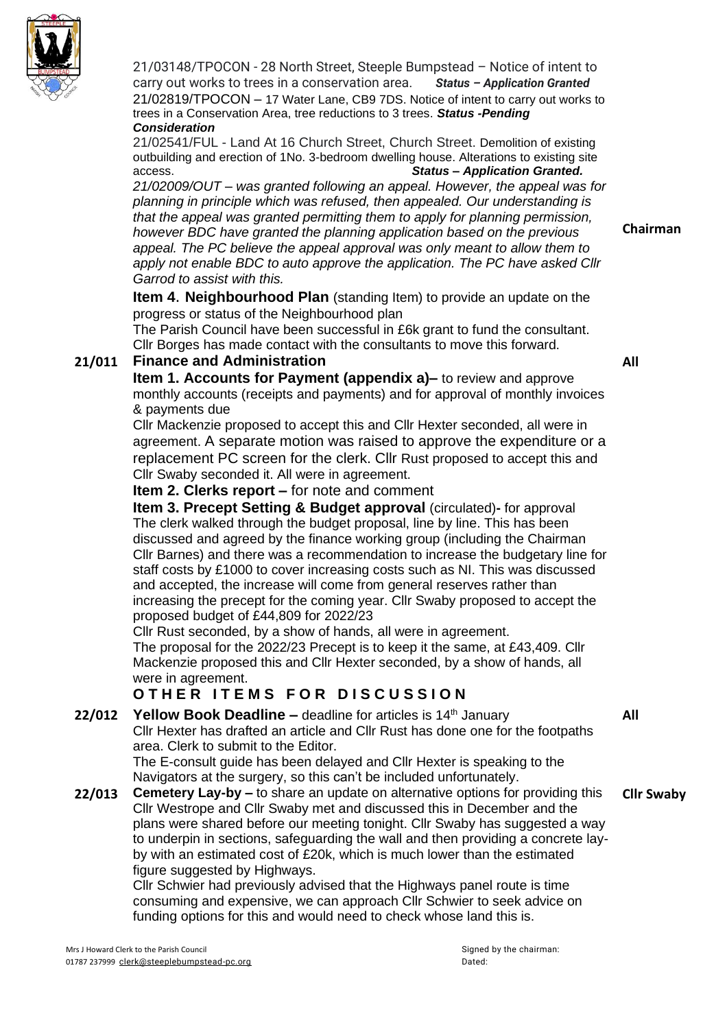21/03148/TPOCON - 28 North Street, Steeple Bumpstead – Notice of intent to carry out works to trees in a conservation area. ***Status – Application Granted***

21/02819/TPOCON – 17 Water Lane, CB9 7DS. Notice of intent to carry out works to trees in a Conservation Area, tree reductions to 3 trees. ***Status -Pending Consideration***

21/02541/FUL - Land At 16 Church Street, Church Street. Demolition of existing outbuilding and erection of 1No. 3-bedroom dwelling house. Alterations to existing site access. ***Status – Application Granted.***

*21/02009/OUT – was granted following an appeal. However, the appeal was for planning in principle which was refused, then appealed. Our understanding is that the appeal was granted permitting them to apply for planning permission, however BDC have granted the planning application based on the previous appeal. The PC believe the appeal approval was only meant to allow them to apply not enable BDC to auto approve the application. The PC have asked Cllr Garrod to assist with this.* — **Chairman**

**Item 4. Neighbourhood Plan** (standing Item) to provide an update on the progress or status of the Neighbourhood plan

The Parish Council have been successful in £6k grant to fund the consultant. Cllr Borges has made contact with the consultants to move this forward.

**21/011 Finance and Administration** — **All**

**Item 1. Accounts for Payment (appendix a)–** to review and approve monthly accounts (receipts and payments) and for approval of monthly invoices & payments due

Cllr Mackenzie proposed to accept this and Cllr Hexter seconded, all were in agreement. A separate motion was raised to approve the expenditure or a replacement PC screen for the clerk. Cllr Rust proposed to accept this and Cllr Swaby seconded it. All were in agreement.

**Item 2. Clerks report –** for note and comment

**Item 3. Precept Setting & Budget approval** (circulated)**-** for approval

The clerk walked through the budget proposal, line by line. This has been discussed and agreed by the finance working group (including the Chairman Cllr Barnes) and there was a recommendation to increase the budgetary line for staff costs by £1000 to cover increasing costs such as NI. This was discussed and accepted, the increase will come from general reserves rather than increasing the precept for the coming year. Cllr Swaby proposed to accept the proposed budget of £44,809 for 2022/23

Cllr Rust seconded, by a show of hands, all were in agreement.

The proposal for the 2022/23 Precept is to keep it the same, at £43,409. Cllr Mackenzie proposed this and Cllr Hexter seconded, by a show of hands, all were in agreement.

## OTHER ITEMS FOR DISCUSSION

**22/012 Yellow Book Deadline –** deadline for articles is 14th January — **All**

Cllr Hexter has drafted an article and Cllr Rust has done one for the footpaths area. Clerk to submit to the Editor.

The E-consult guide has been delayed and Cllr Hexter is speaking to the Navigators at the surgery, so this can't be included unfortunately.

**22/013 Cemetery Lay-by –** to share an update on alternative options for providing this — **Cllr Swaby**

Cllr Westrope and Cllr Swaby met and discussed this in December and the plans were shared before our meeting tonight. Cllr Swaby has suggested a way to underpin in sections, safeguarding the wall and then providing a concrete lay-by with an estimated cost of £20k, which is much lower than the estimated figure suggested by Highways.

Cllr Schwier had previously advised that the Highways panel route is time consuming and expensive, we can approach Cllr Schwier to seek advice on funding options for this and would need to check whose land this is.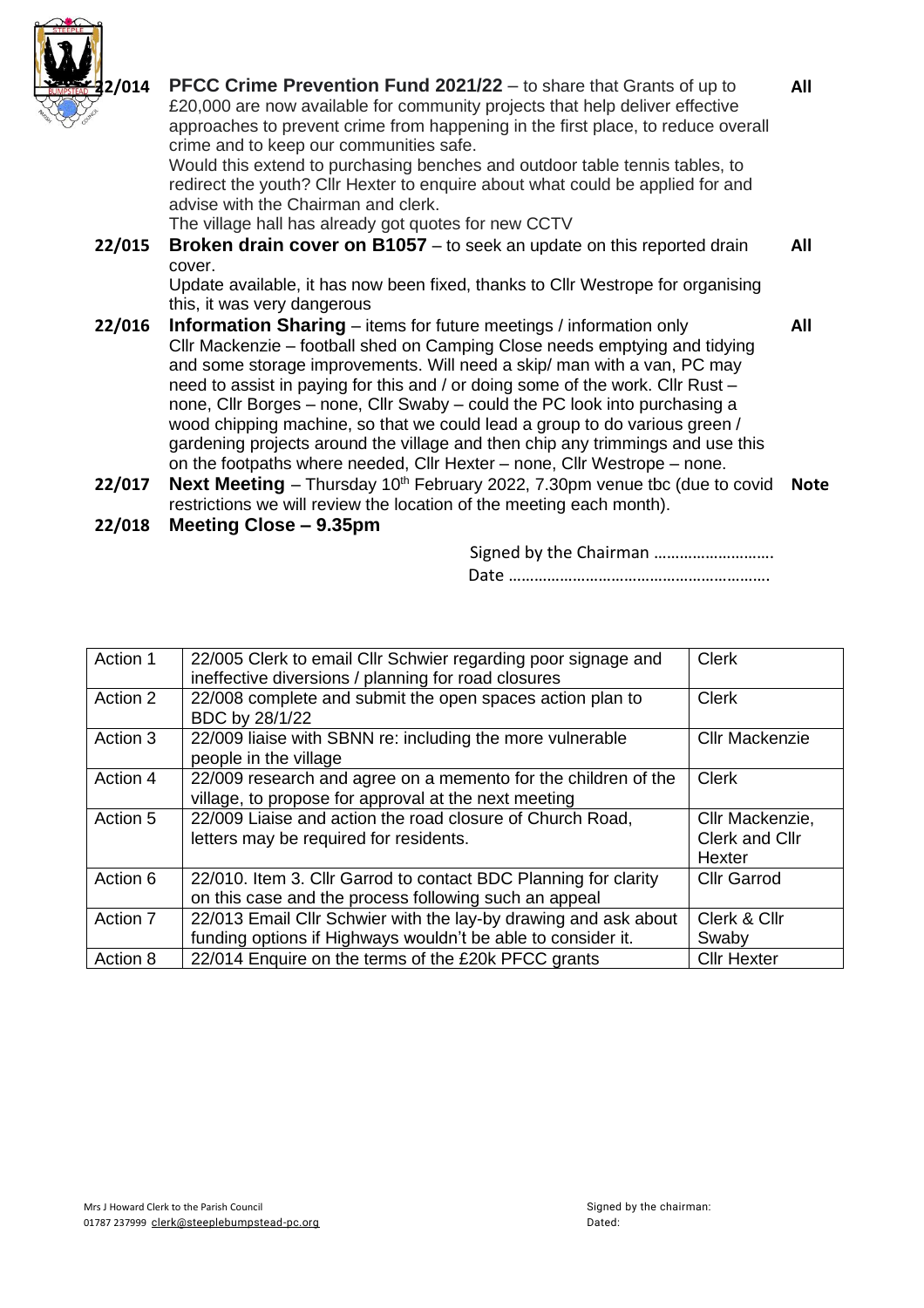**22/014** **PFCC Crime Prevention Fund 2021/22** – to share that Grants of up to £20,000 are now available for community projects that help deliver effective approaches to prevent crime from happening in the first place, to reduce overall crime and to keep our communities safe. **All**

Would this extend to purchasing benches and outdoor table tennis tables, to redirect the youth? Cllr Hexter to enquire about what could be applied for and advise with the Chairman and clerk.

The village hall has already got quotes for new CCTV

**22/015** **Broken drain cover on B1057** – to seek an update on this reported drain cover. **All**

Update available, it has now been fixed, thanks to Cllr Westrope for organising this, it was very dangerous

**22/016** **Information Sharing** – items for future meetings / information only **All**

Cllr Mackenzie – football shed on Camping Close needs emptying and tidying and some storage improvements. Will need a skip/ man with a van, PC may need to assist in paying for this and / or doing some of the work. Cllr Rust – none, Cllr Borges – none, Cllr Swaby – could the PC look into purchasing a wood chipping machine, so that we could lead a group to do various green / gardening projects around the village and then chip any trimmings and use this on the footpaths where needed, Cllr Hexter – none, Cllr Westrope – none.

**22/017** **Next Meeting** – Thursday 10th February 2022, 7.30pm venue tbc (due to covid restrictions we will review the location of the meeting each month). **Note**

**22/018** **Meeting Close – 9.35pm**

Signed by the Chairman ……………………….

Date …………………………………………………….

| Action 1 | 22/005 Clerk to email Cllr Schwier regarding poor signage and ineffective diversions / planning for road closures | Clerk |
|---|---|---|
| Action 2 | 22/008 complete and submit the open spaces action plan to BDC by 28/1/22 | Clerk |
| Action 3 | 22/009 liaise with SBNN re: including the more vulnerable people in the village | Cllr Mackenzie |
| Action 4 | 22/009 research and agree on a memento for the children of the village, to propose for approval at the next meeting | Clerk |
| Action 5 | 22/009 Liaise and action the road closure of Church Road, letters may be required for residents. | Cllr Mackenzie, Clerk and Cllr Hexter |
| Action 6 | 22/010. Item 3. Cllr Garrod to contact BDC Planning for clarity on this case and the process following such an appeal | Cllr Garrod |
| Action 7 | 22/013 Email Cllr Schwier with the lay-by drawing and ask about funding options if Highways wouldn't be able to consider it. | Clerk & Cllr Swaby |
| Action 8 | 22/014 Enquire on the terms of the £20k PFCC grants | Cllr Hexter |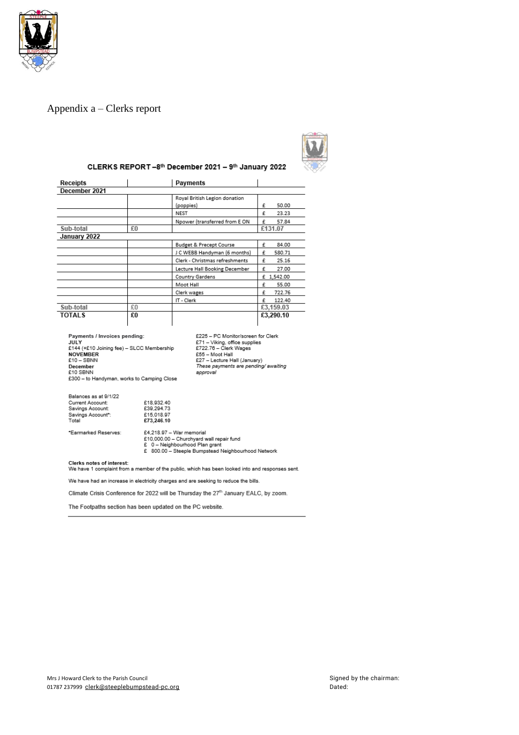# Appendix a – Clerks report

## CLERKS REPORT – 8th December 2021 – 9th January 2022

| Receipts | | Payments | |
|---|---|---|---|
| **December 2021** | | | |
| | | Royal British Legion donation (poppies) | £ 50.00 |
| | | NEST | £ 23.23 |
| | | Npower (transferred from E ON | £ 57.84 |
| Sub-total | £0 | | £131.07 |
| **January 2022** | | | |
| | | Budget & Precept Course | £ 84.00 |
| | | J C WEBB Handyman (6 months) | £ 580.71 |
| | | Clerk - Christmas refreshments | £ 25.16 |
| | | Lecture Hall Booking December | £ 27.00 |
| | | Country Gardens | £ 1,542.00 |
| | | Moot Hall | £ 55.00 |
| | | Clerk wages | £ 722.76 |
| | | IT - Clerk | £ 122.40 |
| Sub-total | £0 | | £3,159.03 |
| **TOTALS** | **£0** | | **£3,290.10** |

**Payments / Invoices pending:**
**JULY**
£144 (+£10 Joining fee) – SLCC Membership
**NOVEMBER**
£10 – SBNN
**December**
£10 SBNN
£300 – to Handyman, works to Camping Close
£225 – PC Monitor/screen for Clerk
£71 – Viking, office supplies
£722.76 – Clerk Wages
£55 – Moot Hall
£27 – Lecture Hall (January)
*These payments are pending/ awaiting approval*

| | |
|---|---|
| Balances as at 9/1/22 | |
| Current Account: | £18,932.40 |
| Savings Account: | £39,294.73 |
| Savings Account*: | £15,018.97 |
| Total | **£73,246.10** |

*Earmarked Reserves:
£4,218.97 – War memorial
£10,000.00 – Churchyard wall repair fund
£ 0 – Neighbourhood Plan grant
£ 800.00 – Steeple Bumpstead Neighbourhood Network

**Clerks notes of interest:**
We have 1 complaint from a member of the public, which has been looked into and responses sent.

We have had an increase in electricity charges and are seeking to reduce the bills.

Climate Crisis Conference for 2022 will be Thursday the 27th January EALC, by zoom.

The Footpaths section has been updated on the PC website.

Mrs J Howard Clerk to the Parish Council
01787 237999 clerk@steeplebumpstead-pc.org

Signed by the chairman:
Dated: